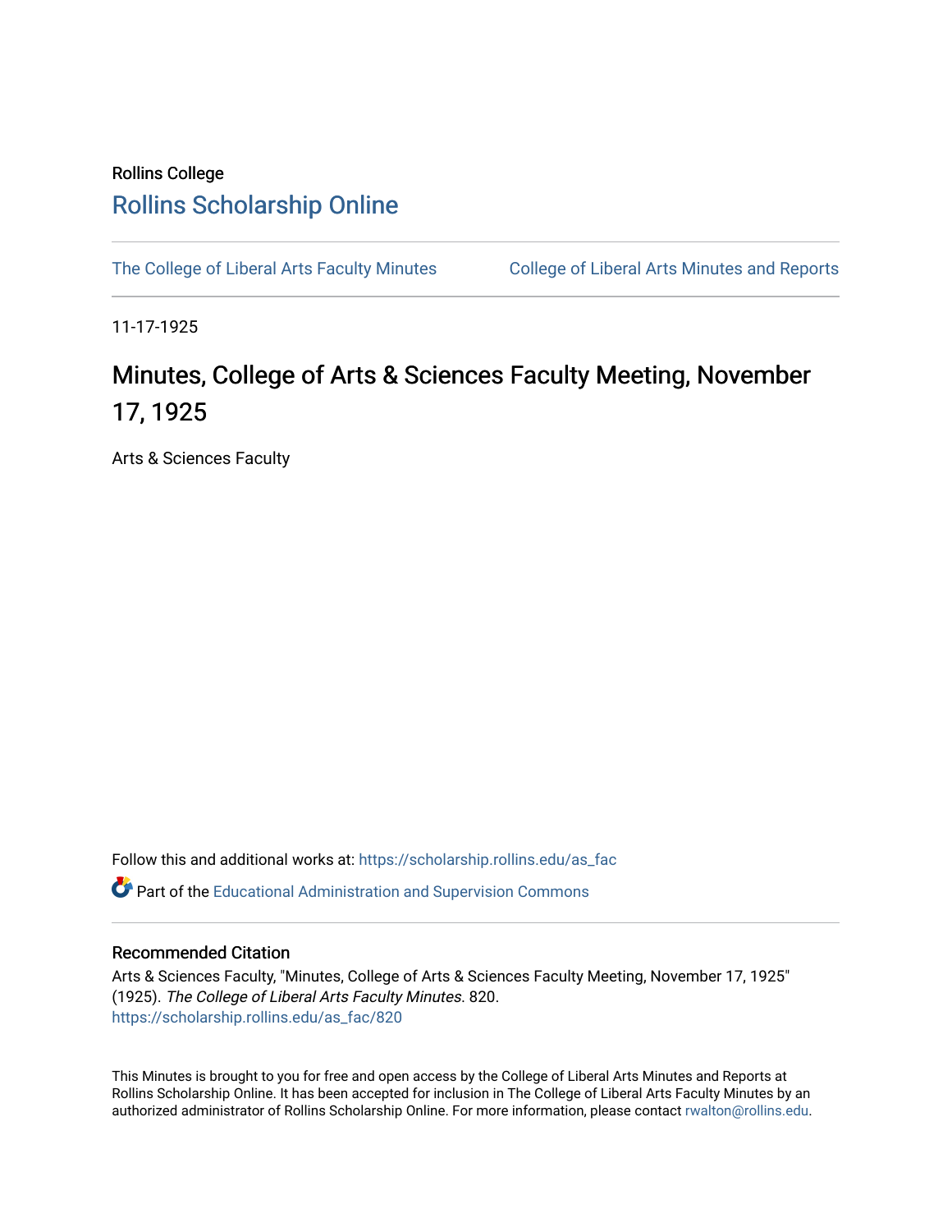Rollins College

# Rollins Scholarship Online

The College of Liberal Arts Faculty Minutes | College of Liberal Arts Minutes and Reports

11-17-1925

# Minutes, College of Arts & Sciences Faculty Meeting, November 17, 1925

Arts & Sciences Faculty

Follow this and additional works at: https://scholarship.rollins.edu/as_fac

Part of the Educational Administration and Supervision Commons

## Recommended Citation

Arts & Sciences Faculty, "Minutes, College of Arts & Sciences Faculty Meeting, November 17, 1925" (1925). *The College of Liberal Arts Faculty Minutes*. 820.
https://scholarship.rollins.edu/as_fac/820

This Minutes is brought to you for free and open access by the College of Liberal Arts Minutes and Reports at Rollins Scholarship Online. It has been accepted for inclusion in The College of Liberal Arts Faculty Minutes by an authorized administrator of Rollins Scholarship Online. For more information, please contact rwalton@rollins.edu.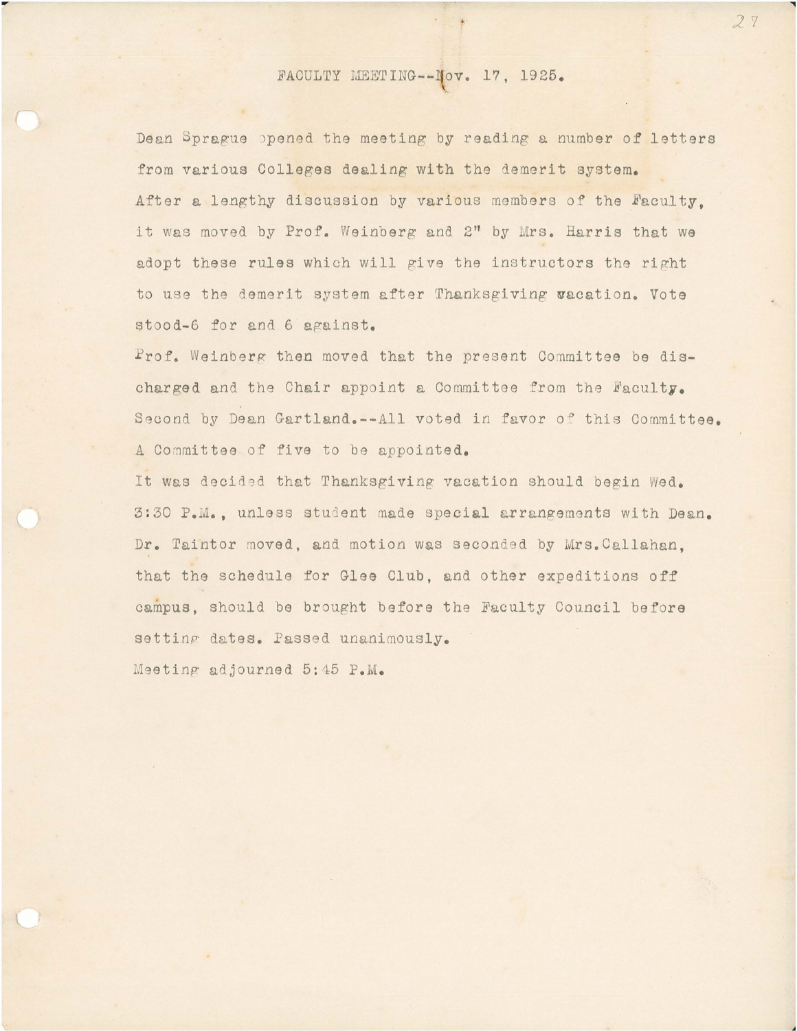# FACULTY MEETING--Nov. 17, 1925.

Dean Sprague opened the meeting by reading a number of letters from various Colleges dealing with the demerit system.

After a lengthy discussion by various members of the Faculty, it was moved by Prof. Weinberg and 2" by Mrs. Harris that we adopt these rules which will give the instructors the right to use the demerit system after Thanksgiving vacation. Vote stood-6 for and 6 against.

Prof. Weinberg then moved that the present Committee be discharged and the Chair appoint a Committee from the Faculty. Second by Dean Gartland.--All voted in favor of this Committee. A Committee of five to be appointed.

It was decided that Thanksgiving vacation should begin Wed. 3:30 P.M., unless student made special arrangements with Dean.

Dr. Taintor moved, and motion was seconded by Mrs. Callahan, that the schedule for Glee Club, and other expeditions off campus, should be brought before the Faculty Council before setting dates. Passed unanimously.

Meeting adjourned 5:45 P.M.